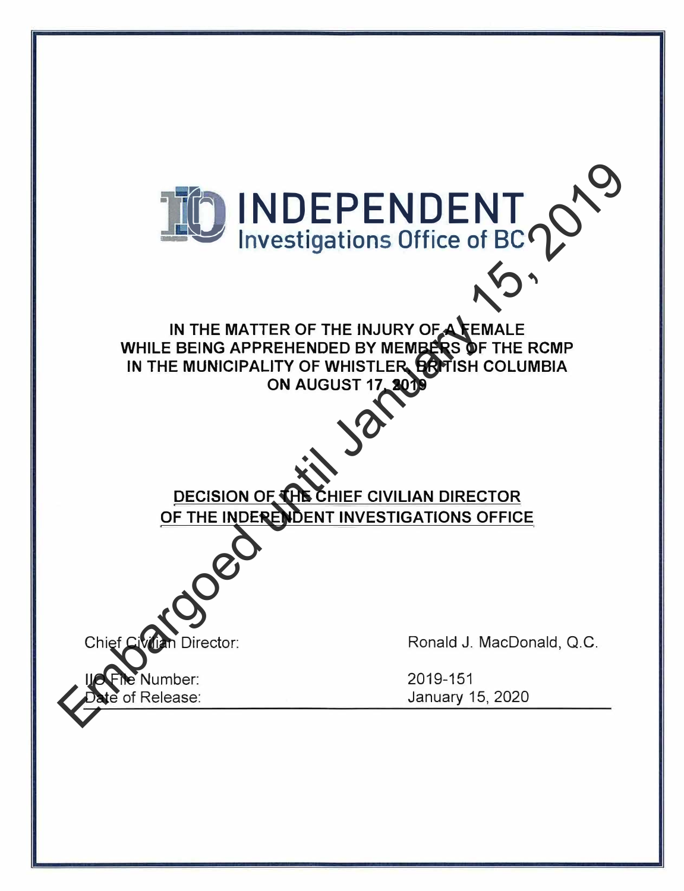# INDEPENDENT Investigations Office of BC

**IN THE MATTER OF THE INJURY OF A FEMALE WHILE BEING APPREHENDED BY MEMBERS OF THE RCMP IN THE MUNICIPALITY OF WHISTLER, BRITISH COLUMBIA ON AUGUST 17, 2019**

## DECISION OF THE CHIEF CIVILIAN DIRECTOR OF THE INDEPENDENT INVESTIGATIONS OFFICE

Embargoed until January 15, 2019

| | |
|---|---|
| Chief Civilian Director: | Ronald J. MacDonald, Q.C. |
| IIO File Number: | 2019-151 |
| Date of Release: | January 15, 2020 |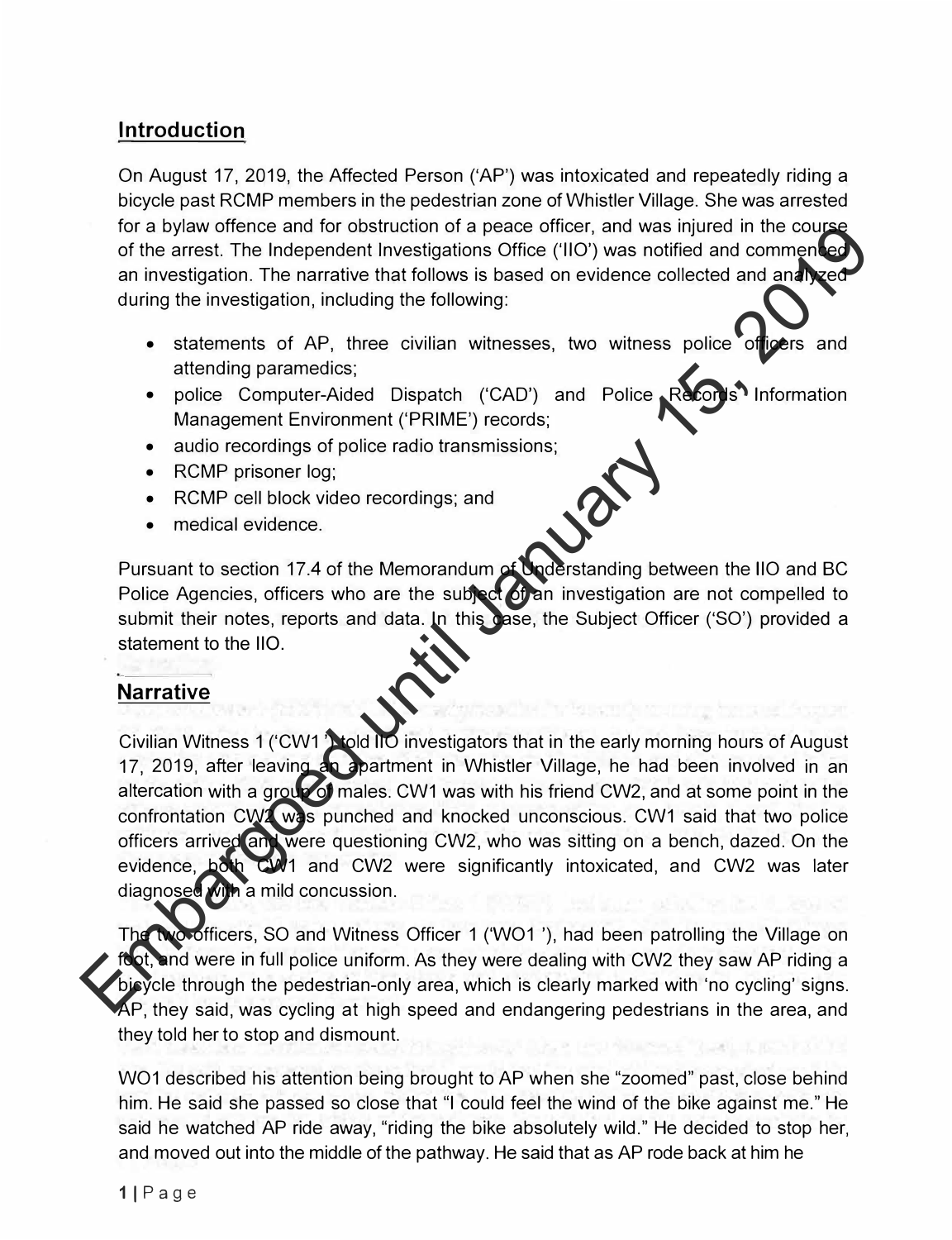## Introduction

On August 17, 2019, the Affected Person ('AP') was intoxicated and repeatedly riding a bicycle past RCMP members in the pedestrian zone of Whistler Village. She was arrested for a bylaw offence and for obstruction of a peace officer, and was injured in the course of the arrest. The Independent Investigations Office ('IIO') was notified and commenced an investigation. The narrative that follows is based on evidence collected and analyzed during the investigation, including the following:

- statements of AP, three civilian witnesses, two witness police officers and attending paramedics;
- police Computer-Aided Dispatch ('CAD') and Police Records Information Management Environment ('PRIME') records;
- audio recordings of police radio transmissions;
- RCMP prisoner log;
- RCMP cell block video recordings; and
- medical evidence.

Pursuant to section 17.4 of the Memorandum of Understanding between the IIO and BC Police Agencies, officers who are the subject of an investigation are not compelled to submit their notes, reports and data. In this case, the Subject Officer ('SO') provided a statement to the IIO.

## Narrative

Civilian Witness 1 ('CW1') told IIO investigators that in the early morning hours of August 17, 2019, after leaving an apartment in Whistler Village, he had been involved in an altercation with a group of males. CW1 was with his friend CW2, and at some point in the confrontation CW2 was punched and knocked unconscious. CW1 said that two police officers arrived and were questioning CW2, who was sitting on a bench, dazed. On the evidence, both CW1 and CW2 were significantly intoxicated, and CW2 was later diagnosed with a mild concussion.

The two officers, SO and Witness Officer 1 ('WO1'), had been patrolling the Village on foot, and were in full police uniform. As they were dealing with CW2 they saw AP riding a bicycle through the pedestrian-only area, which is clearly marked with 'no cycling' signs. AP, they said, was cycling at high speed and endangering pedestrians in the area, and they told her to stop and dismount.

WO1 described his attention being brought to AP when she "zoomed" past, close behind him. He said she passed so close that "I could feel the wind of the bike against me." He said he watched AP ride away, "riding the bike absolutely wild." He decided to stop her, and moved out into the middle of the pathway. He said that as AP rode back at him he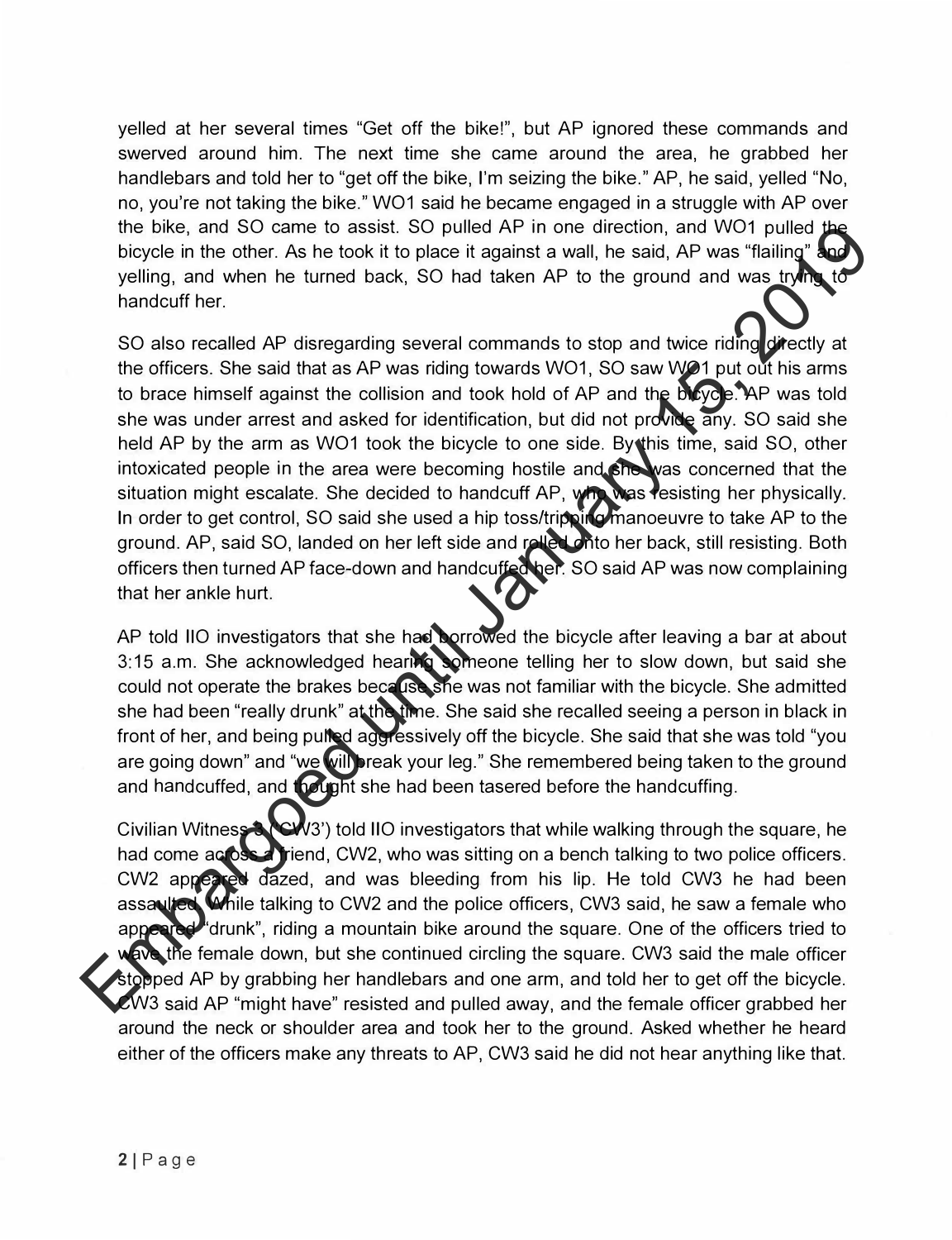yelled at her several times "Get off the bike!", but AP ignored these commands and swerved around him. The next time she came around the area, he grabbed her handlebars and told her to "get off the bike, I'm seizing the bike." AP, he said, yelled "No, no, you're not taking the bike." WO1 said he became engaged in a struggle with AP over the bike, and SO came to assist. SO pulled AP in one direction, and WO1 pulled the bicycle in the other. As he took it to place it against a wall, he said, AP was "flailing" and yelling, and when he turned back, SO had taken AP to the ground and was trying to handcuff her.

SO also recalled AP disregarding several commands to stop and twice riding directly at the officers. She said that as AP was riding towards WO1, SO saw WO1 put out his arms to brace himself against the collision and took hold of AP and the bicycle. AP was told she was under arrest and asked for identification, but did not provide any. SO said she held AP by the arm as WO1 took the bicycle to one side. By this time, said SO, other intoxicated people in the area were becoming hostile and she was concerned that the situation might escalate. She decided to handcuff AP, who was resisting her physically. In order to get control, SO said she used a hip toss/tripping manoeuvre to take AP to the ground. AP, said SO, landed on her left side and rolled onto her back, still resisting. Both officers then turned AP face-down and handcuffed her. SO said AP was now complaining that her ankle hurt.

AP told IIO investigators that she had borrowed the bicycle after leaving a bar at about 3:15 a.m. She acknowledged hearing someone telling her to slow down, but said she could not operate the brakes because she was not familiar with the bicycle. She admitted she had been "really drunk" at the time. She said she recalled seeing a person in black in front of her, and being pulled aggressively off the bicycle. She said that she was told "you are going down" and "we will break your leg." She remembered being taken to the ground and handcuffed, and thought she had been tasered before the handcuffing.

Civilian Witness 3 ('CW3') told IIO investigators that while walking through the square, he had come across a friend, CW2, who was sitting on a bench talking to two police officers. CW2 appeared dazed, and was bleeding from his lip. He told CW3 he had been assaulted. While talking to CW2 and the police officers, CW3 said, he saw a female who appeared "drunk", riding a mountain bike around the square. One of the officers tried to wave the female down, but she continued circling the square. CW3 said the male officer stopped AP by grabbing her handlebars and one arm, and told her to get off the bicycle. CW3 said AP "might have" resisted and pulled away, and the female officer grabbed her around the neck or shoulder area and took her to the ground. Asked whether he heard either of the officers make any threats to AP, CW3 said he did not hear anything like that.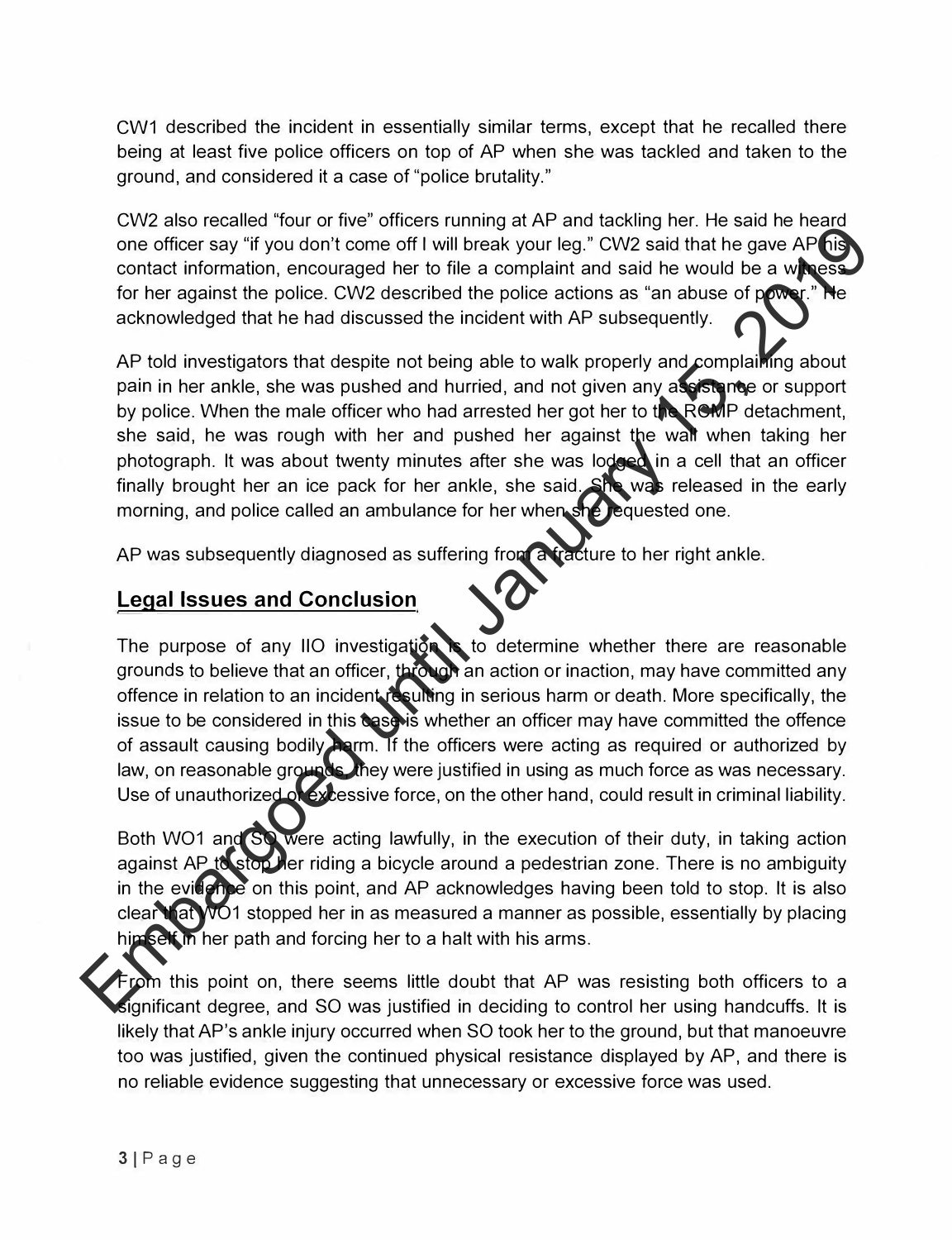CW1 described the incident in essentially similar terms, except that he recalled there being at least five police officers on top of AP when she was tackled and taken to the ground, and considered it a case of "police brutality."

CW2 also recalled "four or five" officers running at AP and tackling her. He said he heard one officer say "if you don't come off I will break your leg." CW2 said that he gave AP his contact information, encouraged her to file a complaint and said he would be a witness for her against the police. CW2 described the police actions as "an abuse of power." He acknowledged that he had discussed the incident with AP subsequently.

AP told investigators that despite not being able to walk properly and complaining about pain in her ankle, she was pushed and hurried, and not given any assistance or support by police. When the male officer who had arrested her got her to the RCMP detachment, she said, he was rough with her and pushed her against the wall when taking her photograph. It was about twenty minutes after she was lodged in a cell that an officer finally brought her an ice pack for her ankle, she said. She was released in the early morning, and police called an ambulance for her when she requested one.

AP was subsequently diagnosed as suffering from a fracture to her right ankle.

## Legal Issues and Conclusion

The purpose of any IIO investigation is to determine whether there are reasonable grounds to believe that an officer, through an action or inaction, may have committed any offence in relation to an incident resulting in serious harm or death. More specifically, the issue to be considered in this case is whether an officer may have committed the offence of assault causing bodily harm. If the officers were acting as required or authorized by law, on reasonable grounds, they were justified in using as much force as was necessary. Use of unauthorized or excessive force, on the other hand, could result in criminal liability.

Both WO1 and SO were acting lawfully, in the execution of their duty, in taking action against AP to stop her riding a bicycle around a pedestrian zone. There is no ambiguity in the evidence on this point, and AP acknowledges having been told to stop. It is also clear that WO1 stopped her in as measured a manner as possible, essentially by placing himself in her path and forcing her to a halt with his arms.

From this point on, there seems little doubt that AP was resisting both officers to a significant degree, and SO was justified in deciding to control her using handcuffs. It is likely that AP's ankle injury occurred when SO took her to the ground, but that manoeuvre too was justified, given the continued physical resistance displayed by AP, and there is no reliable evidence suggesting that unnecessary or excessive force was used.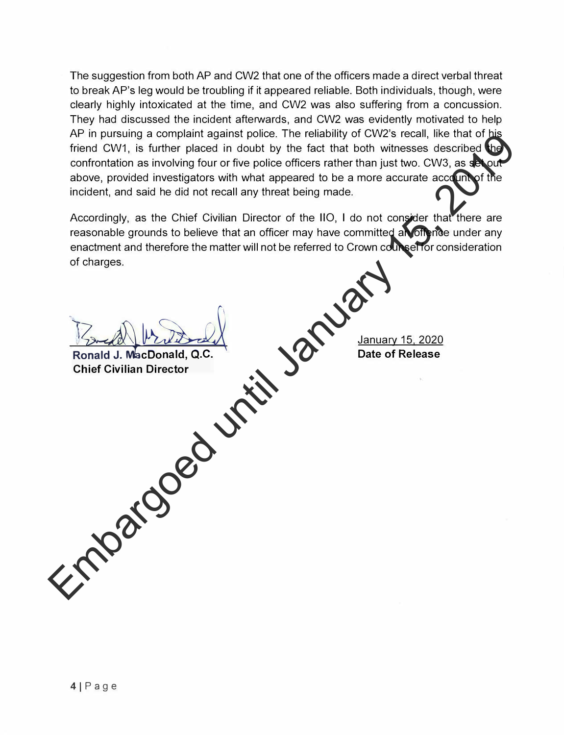The suggestion from both AP and CW2 that one of the officers made a direct verbal threat to break AP's leg would be troubling if it appeared reliable. Both individuals, though, were clearly highly intoxicated at the time, and CW2 was also suffering from a concussion. They had discussed the incident afterwards, and CW2 was evidently motivated to help AP in pursuing a complaint against police. The reliability of CW2's recall, like that of his friend CW1, is further placed in doubt by the fact that both witnesses described the confrontation as involving four or five police officers rather than just two. CW3, as set out above, provided investigators with what appeared to be a more accurate account of the incident, and said he did not recall any threat being made.

Accordingly, as the Chief Civilian Director of the IIO, I do not consider that there are reasonable grounds to believe that an officer may have committed an offence under any enactment and therefore the matter will not be referred to Crown counsel for consideration of charges.

**Ronald J. MacDonald, Q.C.**
**Chief Civilian Director**

January 15, 2020
**Date of Release**

Embargoed until January 15, 2019